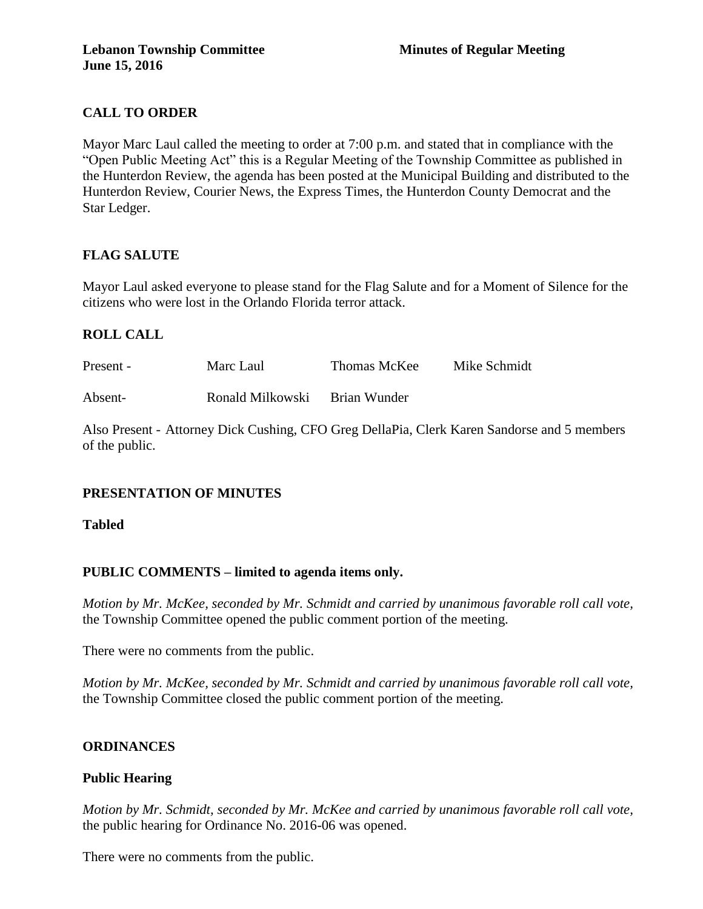**Lebanon Township Committee** **Minutes of Regular Meeting**
**June 15, 2016**

## CALL TO ORDER

Mayor Marc Laul called the meeting to order at 7:00 p.m. and stated that in compliance with the "Open Public Meeting Act" this is a Regular Meeting of the Township Committee as published in the Hunterdon Review, the agenda has been posted at the Municipal Building and distributed to the Hunterdon Review, Courier News, the Express Times, the Hunterdon County Democrat and the Star Ledger.

## FLAG SALUTE

Mayor Laul asked everyone to please stand for the Flag Salute and for a Moment of Silence for the citizens who were lost in the Orlando Florida terror attack.

## ROLL CALL

| | | | |
|---|---|---|---|
| Present - | Marc Laul | Thomas McKee | Mike Schmidt |
| Absent- | Ronald Milkowski | Brian Wunder | |

Also Present - Attorney Dick Cushing, CFO Greg DellaPia, Clerk Karen Sandorse and 5 members of the public.

## PRESENTATION OF MINUTES

**Tabled**

## PUBLIC COMMENTS – limited to agenda items only.

*Motion by Mr. McKee, seconded by Mr. Schmidt and carried by unanimous favorable roll call vote,* the Township Committee opened the public comment portion of the meeting.

There were no comments from the public.

*Motion by Mr. McKee, seconded by Mr. Schmidt and carried by unanimous favorable roll call vote,* the Township Committee closed the public comment portion of the meeting.

## ORDINANCES

### Public Hearing

*Motion by Mr. Schmidt, seconded by Mr. McKee and carried by unanimous favorable roll call vote,* the public hearing for Ordinance No. 2016-06 was opened.

There were no comments from the public.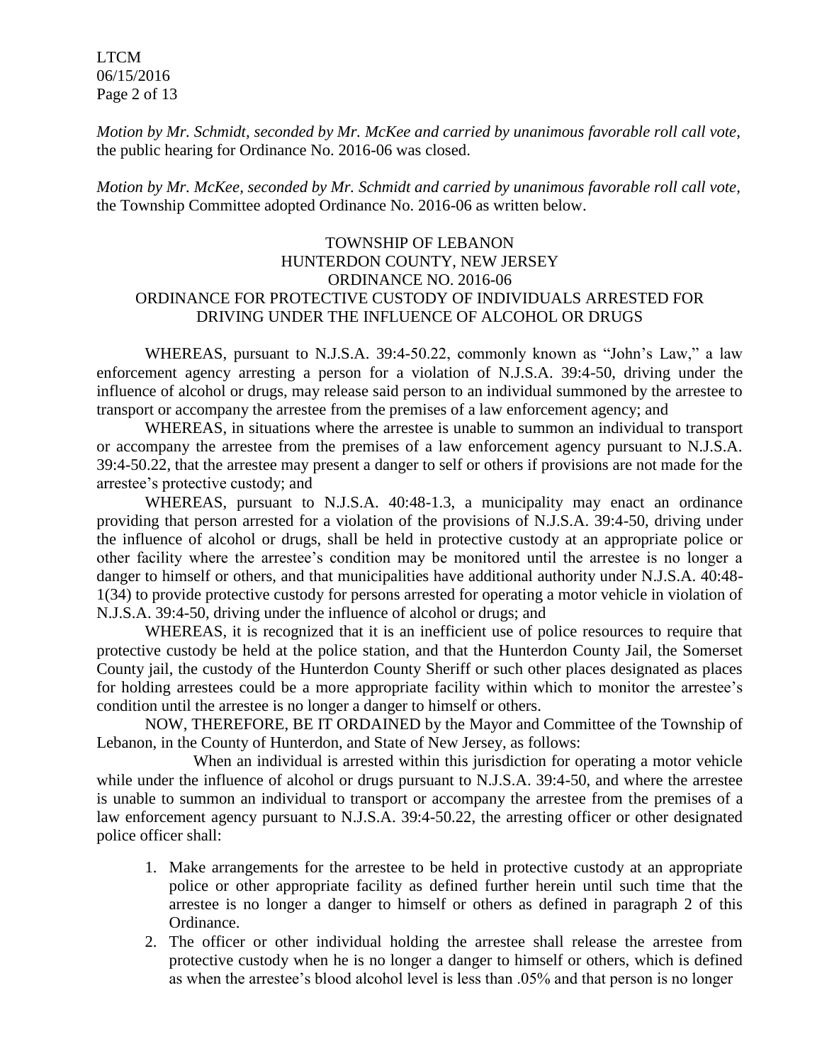*Motion by Mr. Schmidt, seconded by Mr. McKee and carried by unanimous favorable roll call vote,* the public hearing for Ordinance No. 2016-06 was closed.

*Motion by Mr. McKee, seconded by Mr. Schmidt and carried by unanimous favorable roll call vote,* the Township Committee adopted Ordinance No. 2016-06 as written below.

TOWNSHIP OF LEBANON
HUNTERDON COUNTY, NEW JERSEY
ORDINANCE NO. 2016-06
ORDINANCE FOR PROTECTIVE CUSTODY OF INDIVIDUALS ARRESTED FOR DRIVING UNDER THE INFLUENCE OF ALCOHOL OR DRUGS

WHEREAS, pursuant to N.J.S.A. 39:4-50.22, commonly known as "John's Law," a law enforcement agency arresting a person for a violation of N.J.S.A. 39:4-50, driving under the influence of alcohol or drugs, may release said person to an individual summoned by the arrestee to transport or accompany the arrestee from the premises of a law enforcement agency; and

WHEREAS, in situations where the arrestee is unable to summon an individual to transport or accompany the arrestee from the premises of a law enforcement agency pursuant to N.J.S.A. 39:4-50.22, that the arrestee may present a danger to self or others if provisions are not made for the arrestee's protective custody; and

WHEREAS, pursuant to N.J.S.A. 40:48-1.3, a municipality may enact an ordinance providing that person arrested for a violation of the provisions of N.J.S.A. 39:4-50, driving under the influence of alcohol or drugs, shall be held in protective custody at an appropriate police or other facility where the arrestee's condition may be monitored until the arrestee is no longer a danger to himself or others, and that municipalities have additional authority under N.J.S.A. 40:48-1(34) to provide protective custody for persons arrested for operating a motor vehicle in violation of N.J.S.A. 39:4-50, driving under the influence of alcohol or drugs; and

WHEREAS, it is recognized that it is an inefficient use of police resources to require that protective custody be held at the police station, and that the Hunterdon County Jail, the Somerset County jail, the custody of the Hunterdon County Sheriff or such other places designated as places for holding arrestees could be a more appropriate facility within which to monitor the arrestee's condition until the arrestee is no longer a danger to himself or others.

NOW, THEREFORE, BE IT ORDAINED by the Mayor and Committee of the Township of Lebanon, in the County of Hunterdon, and State of New Jersey, as follows:

When an individual is arrested within this jurisdiction for operating a motor vehicle while under the influence of alcohol or drugs pursuant to N.J.S.A. 39:4-50, and where the arrestee is unable to summon an individual to transport or accompany the arrestee from the premises of a law enforcement agency pursuant to N.J.S.A. 39:4-50.22, the arresting officer or other designated police officer shall:

1. Make arrangements for the arrestee to be held in protective custody at an appropriate police or other appropriate facility as defined further herein until such time that the arrestee is no longer a danger to himself or others as defined in paragraph 2 of this Ordinance.
2. The officer or other individual holding the arrestee shall release the arrestee from protective custody when he is no longer a danger to himself or others, which is defined as when the arrestee's blood alcohol level is less than .05% and that person is no longer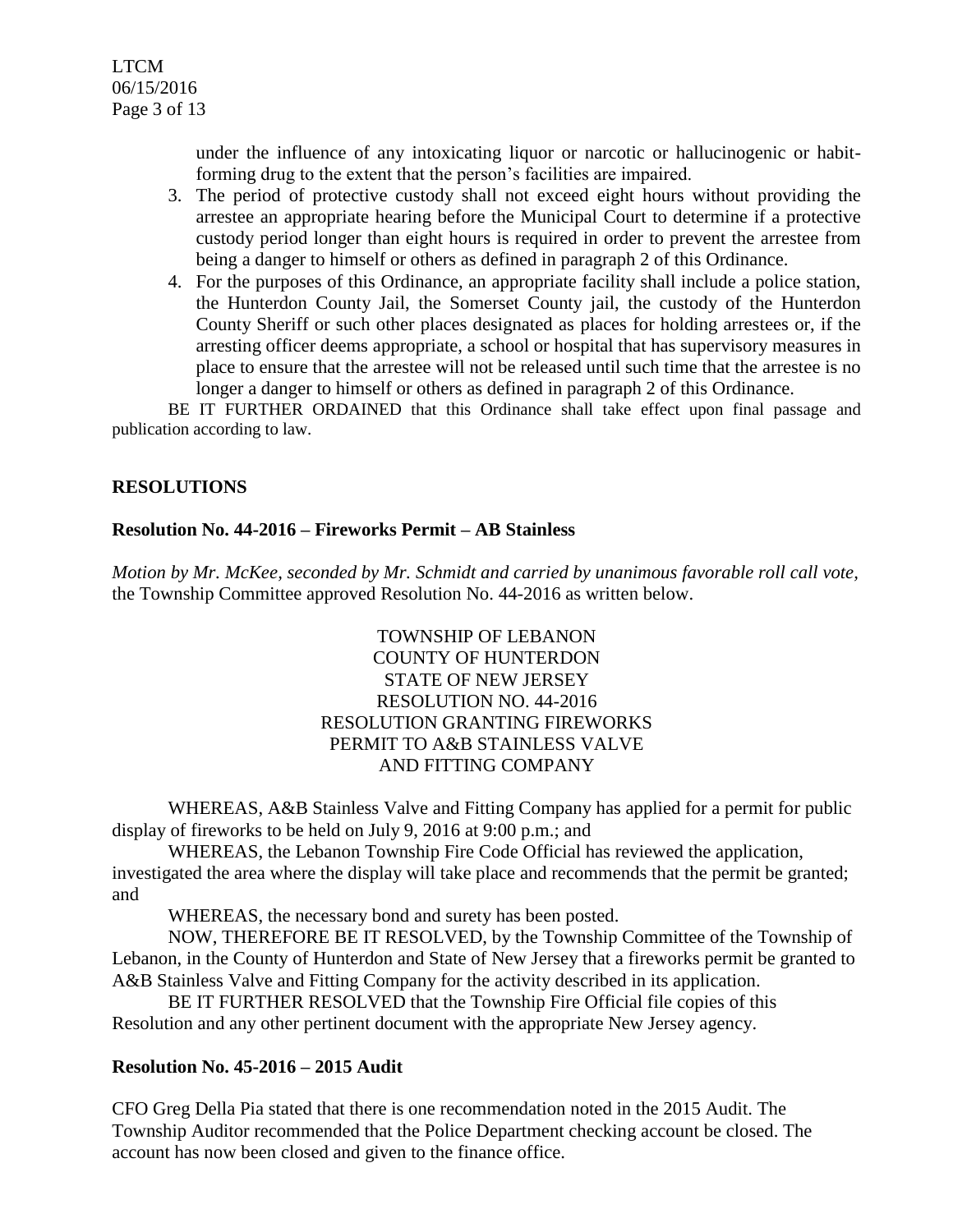under the influence of any intoxicating liquor or narcotic or hallucinogenic or habit-forming drug to the extent that the person's facilities are impaired.

3. The period of protective custody shall not exceed eight hours without providing the arrestee an appropriate hearing before the Municipal Court to determine if a protective custody period longer than eight hours is required in order to prevent the arrestee from being a danger to himself or others as defined in paragraph 2 of this Ordinance.
4. For the purposes of this Ordinance, an appropriate facility shall include a police station, the Hunterdon County Jail, the Somerset County jail, the custody of the Hunterdon County Sheriff or such other places designated as places for holding arrestees or, if the arresting officer deems appropriate, a school or hospital that has supervisory measures in place to ensure that the arrestee will not be released until such time that the arrestee is no longer a danger to himself or others as defined in paragraph 2 of this Ordinance.

BE IT FURTHER ORDAINED that this Ordinance shall take effect upon final passage and publication according to law.

## RESOLUTIONS

### Resolution No. 44-2016 – Fireworks Permit – AB Stainless

*Motion by Mr. McKee, seconded by Mr. Schmidt and carried by unanimous favorable roll call vote,* the Township Committee approved Resolution No. 44-2016 as written below.

TOWNSHIP OF LEBANON
COUNTY OF HUNTERDON
STATE OF NEW JERSEY
RESOLUTION NO. 44-2016
RESOLUTION GRANTING FIREWORKS PERMIT TO A&B STAINLESS VALVE AND FITTING COMPANY

WHEREAS, A&B Stainless Valve and Fitting Company has applied for a permit for public display of fireworks to be held on July 9, 2016 at 9:00 p.m.; and

WHEREAS, the Lebanon Township Fire Code Official has reviewed the application, investigated the area where the display will take place and recommends that the permit be granted; and

WHEREAS, the necessary bond and surety has been posted.

NOW, THEREFORE BE IT RESOLVED, by the Township Committee of the Township of Lebanon, in the County of Hunterdon and State of New Jersey that a fireworks permit be granted to A&B Stainless Valve and Fitting Company for the activity described in its application.

BE IT FURTHER RESOLVED that the Township Fire Official file copies of this Resolution and any other pertinent document with the appropriate New Jersey agency.

### Resolution No. 45-2016 – 2015 Audit

CFO Greg Della Pia stated that there is one recommendation noted in the 2015 Audit. The Township Auditor recommended that the Police Department checking account be closed. The account has now been closed and given to the finance office.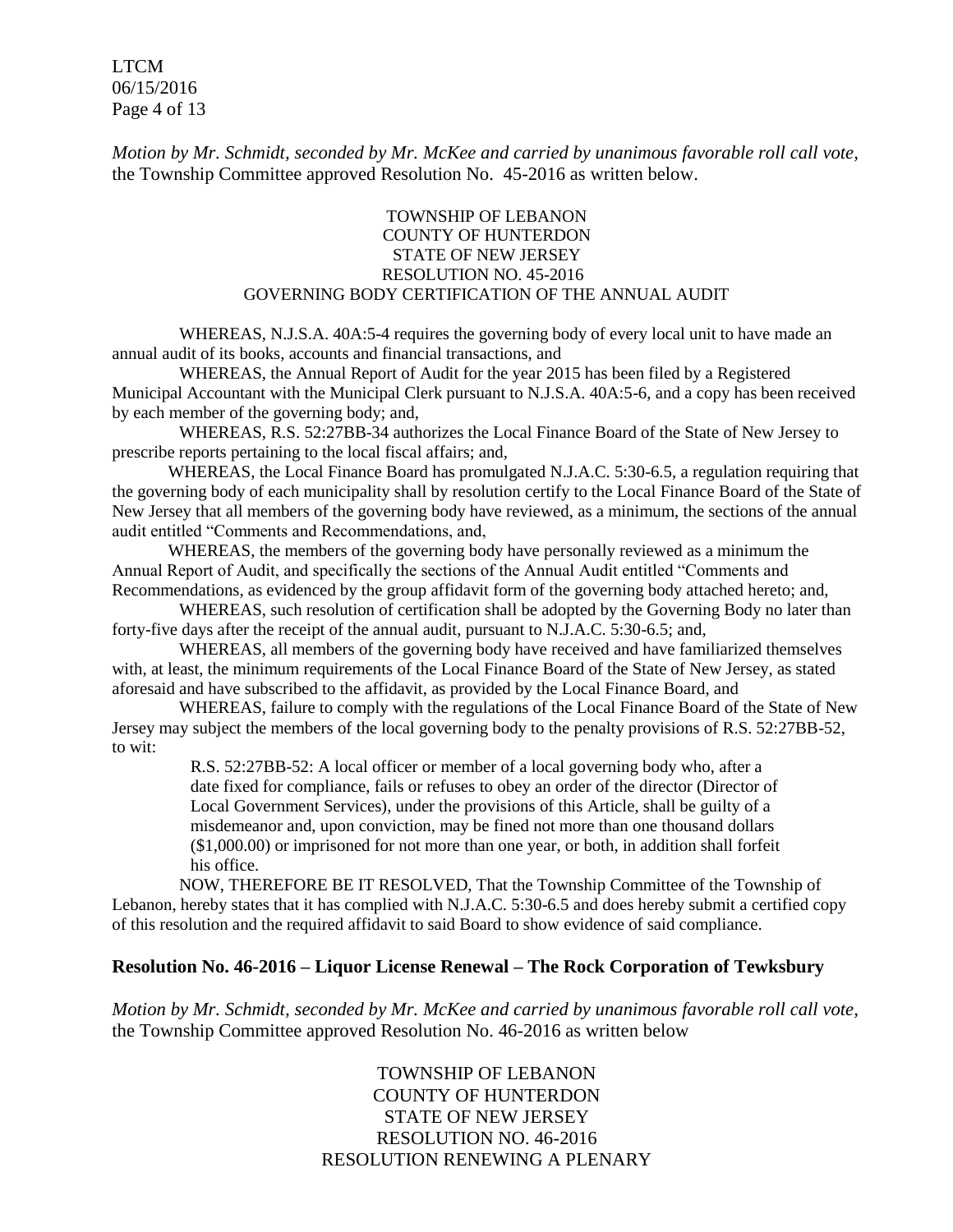*Motion by Mr. Schmidt, seconded by Mr. McKee and carried by unanimous favorable roll call vote*, the Township Committee approved Resolution No. 45-2016 as written below.

TOWNSHIP OF LEBANON
COUNTY OF HUNTERDON
STATE OF NEW JERSEY
RESOLUTION NO. 45-2016
GOVERNING BODY CERTIFICATION OF THE ANNUAL AUDIT

WHEREAS, N.J.S.A. 40A:5-4 requires the governing body of every local unit to have made an annual audit of its books, accounts and financial transactions, and

WHEREAS, the Annual Report of Audit for the year 2015 has been filed by a Registered Municipal Accountant with the Municipal Clerk pursuant to N.J.S.A. 40A:5-6, and a copy has been received by each member of the governing body; and,

WHEREAS, R.S. 52:27BB-34 authorizes the Local Finance Board of the State of New Jersey to prescribe reports pertaining to the local fiscal affairs; and,

WHEREAS, the Local Finance Board has promulgated N.J.A.C. 5:30-6.5, a regulation requiring that the governing body of each municipality shall by resolution certify to the Local Finance Board of the State of New Jersey that all members of the governing body have reviewed, as a minimum, the sections of the annual audit entitled "Comments and Recommendations, and,

WHEREAS, the members of the governing body have personally reviewed as a minimum the Annual Report of Audit, and specifically the sections of the Annual Audit entitled "Comments and Recommendations, as evidenced by the group affidavit form of the governing body attached hereto; and,

WHEREAS, such resolution of certification shall be adopted by the Governing Body no later than forty-five days after the receipt of the annual audit, pursuant to N.J.A.C. 5:30-6.5; and,

WHEREAS, all members of the governing body have received and have familiarized themselves with, at least, the minimum requirements of the Local Finance Board of the State of New Jersey, as stated aforesaid and have subscribed to the affidavit, as provided by the Local Finance Board, and

WHEREAS, failure to comply with the regulations of the Local Finance Board of the State of New Jersey may subject the members of the local governing body to the penalty provisions of R.S. 52:27BB-52, to wit:

> R.S. 52:27BB-52: A local officer or member of a local governing body who, after a date fixed for compliance, fails or refuses to obey an order of the director (Director of Local Government Services), under the provisions of this Article, shall be guilty of a misdemeanor and, upon conviction, may be fined not more than one thousand dollars ($1,000.00) or imprisoned for not more than one year, or both, in addition shall forfeit his office.

NOW, THEREFORE BE IT RESOLVED, That the Township Committee of the Township of Lebanon, hereby states that it has complied with N.J.A.C. 5:30-6.5 and does hereby submit a certified copy of this resolution and the required affidavit to said Board to show evidence of said compliance.

**Resolution No. 46-2016 – Liquor License Renewal – The Rock Corporation of Tewksbury**

*Motion by Mr. Schmidt, seconded by Mr. McKee and carried by unanimous favorable roll call vote*, the Township Committee approved Resolution No. 46-2016 as written below

TOWNSHIP OF LEBANON
COUNTY OF HUNTERDON
STATE OF NEW JERSEY
RESOLUTION NO. 46-2016
RESOLUTION RENEWING A PLENARY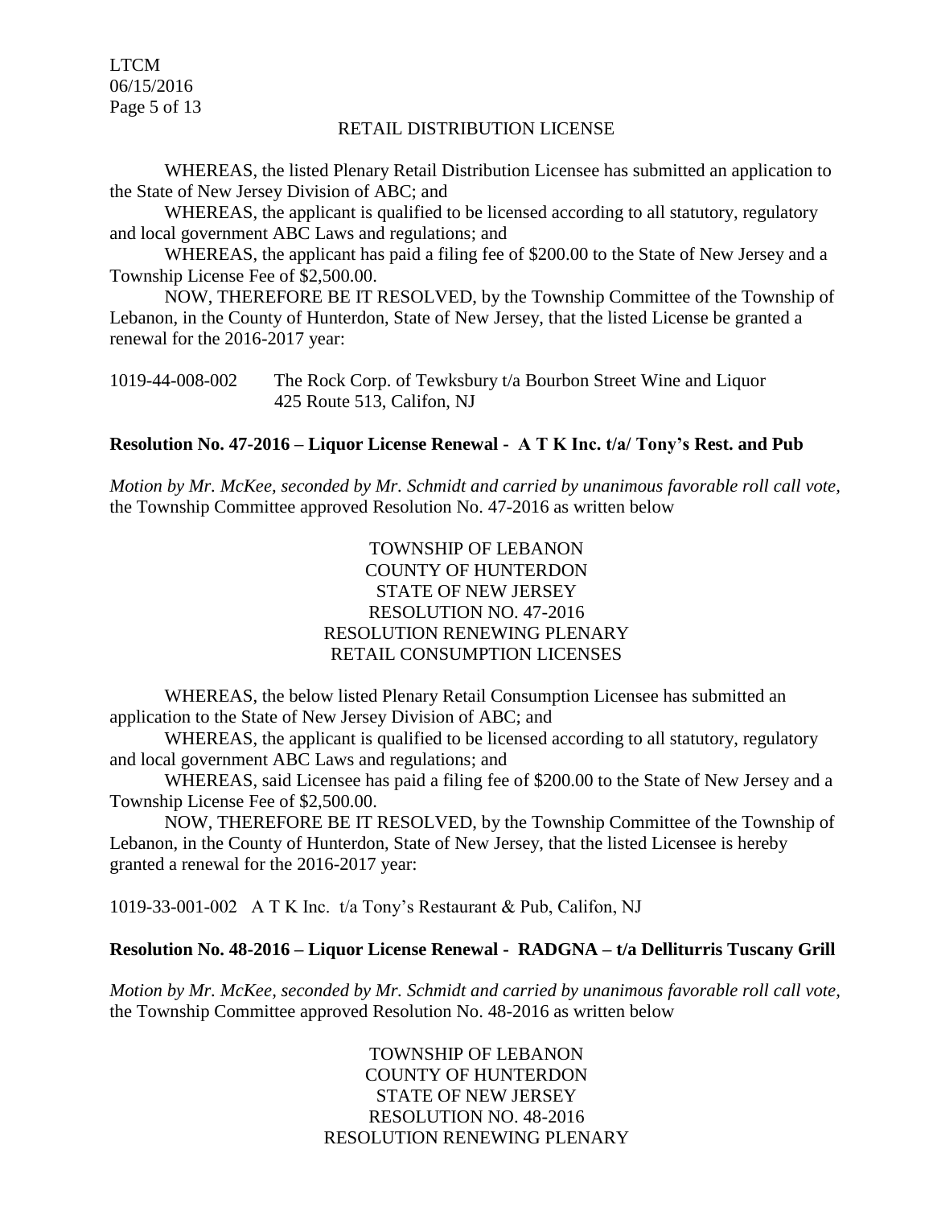RETAIL DISTRIBUTION LICENSE

WHEREAS, the listed Plenary Retail Distribution Licensee has submitted an application to the State of New Jersey Division of ABC; and

WHEREAS, the applicant is qualified to be licensed according to all statutory, regulatory and local government ABC Laws and regulations; and

WHEREAS, the applicant has paid a filing fee of $200.00 to the State of New Jersey and a Township License Fee of $2,500.00.

NOW, THEREFORE BE IT RESOLVED, by the Township Committee of the Township of Lebanon, in the County of Hunterdon, State of New Jersey, that the listed License be granted a renewal for the 2016-2017 year:

1019-44-008-002 The Rock Corp. of Tewksbury t/a Bourbon Street Wine and Liquor
425 Route 513, Califon, NJ

**Resolution No. 47-2016 – Liquor License Renewal - A T K Inc. t/a/ Tony's Rest. and Pub**

*Motion by Mr. McKee, seconded by Mr. Schmidt and carried by unanimous favorable roll call vote,* the Township Committee approved Resolution No. 47-2016 as written below

TOWNSHIP OF LEBANON
COUNTY OF HUNTERDON
STATE OF NEW JERSEY
RESOLUTION NO. 47-2016
RESOLUTION RENEWING PLENARY
RETAIL CONSUMPTION LICENSES

WHEREAS, the below listed Plenary Retail Consumption Licensee has submitted an application to the State of New Jersey Division of ABC; and

WHEREAS, the applicant is qualified to be licensed according to all statutory, regulatory and local government ABC Laws and regulations; and

WHEREAS, said Licensee has paid a filing fee of $200.00 to the State of New Jersey and a Township License Fee of $2,500.00.

NOW, THEREFORE BE IT RESOLVED, by the Township Committee of the Township of Lebanon, in the County of Hunterdon, State of New Jersey, that the listed Licensee is hereby granted a renewal for the 2016-2017 year:

1019-33-001-002 A T K Inc. t/a Tony's Restaurant & Pub, Califon, NJ

**Resolution No. 48-2016 – Liquor License Renewal - RADGNA – t/a Dellliturris Tuscany Grill**

*Motion by Mr. McKee, seconded by Mr. Schmidt and carried by unanimous favorable roll call vote,* the Township Committee approved Resolution No. 48-2016 as written below

TOWNSHIP OF LEBANON
COUNTY OF HUNTERDON
STATE OF NEW JERSEY
RESOLUTION NO. 48-2016
RESOLUTION RENEWING PLENARY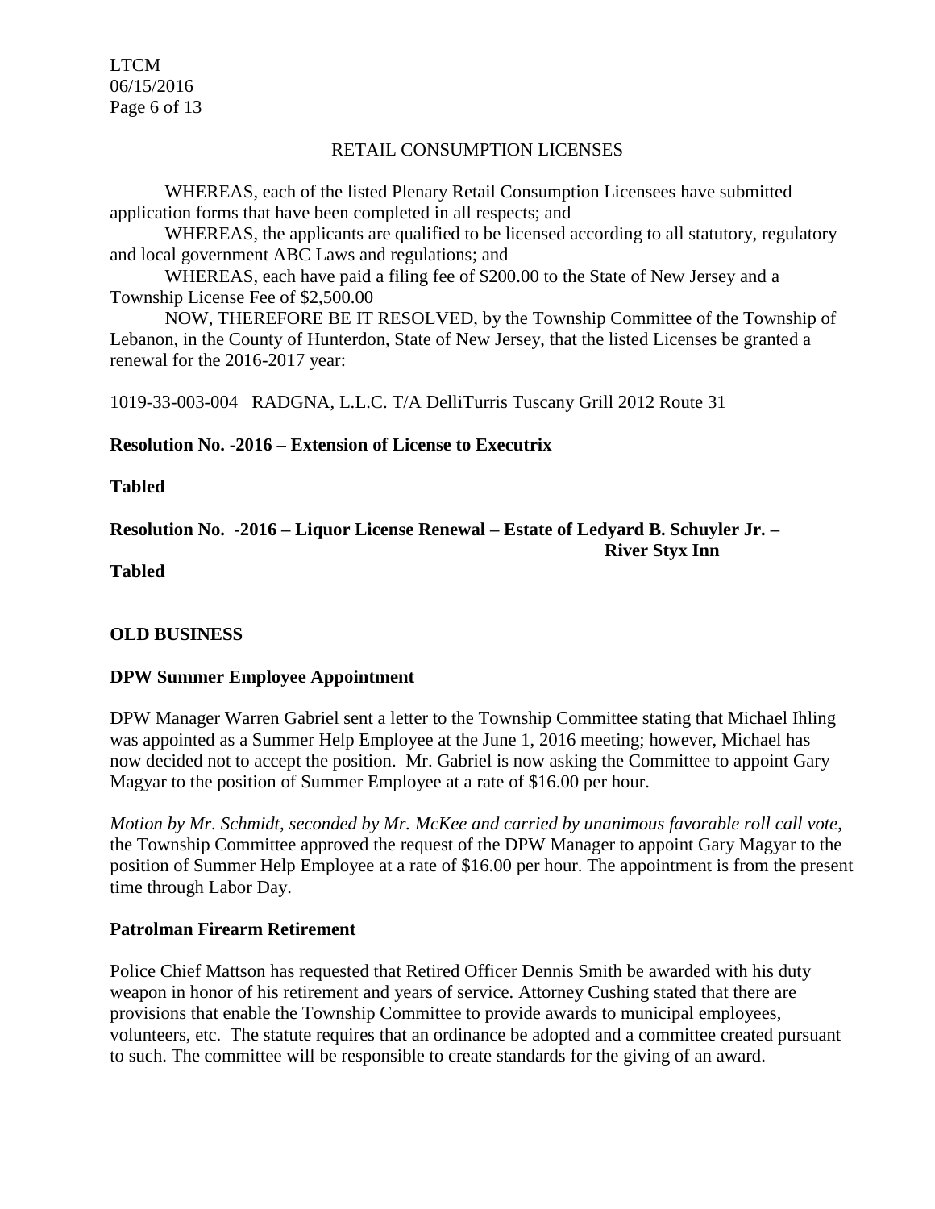RETAIL CONSUMPTION LICENSES

WHEREAS, each of the listed Plenary Retail Consumption Licensees have submitted application forms that have been completed in all respects; and

WHEREAS, the applicants are qualified to be licensed according to all statutory, regulatory and local government ABC Laws and regulations; and

WHEREAS, each have paid a filing fee of $200.00 to the State of New Jersey and a Township License Fee of $2,500.00

NOW, THEREFORE BE IT RESOLVED, by the Township Committee of the Township of Lebanon, in the County of Hunterdon, State of New Jersey, that the listed Licenses be granted a renewal for the 2016-2017 year:

1019-33-003-004 RADGNA, L.L.C. T/A DelliTurris Tuscany Grill 2012 Route 31

**Resolution No. -2016 – Extension of License to Executrix**

**Tabled**

**Resolution No. -2016 – Liquor License Renewal – Estate of Ledyard B. Schuyler Jr. – River Styx Inn**

**Tabled**

## OLD BUSINESS

### DPW Summer Employee Appointment

DPW Manager Warren Gabriel sent a letter to the Township Committee stating that Michael Ihling was appointed as a Summer Help Employee at the June 1, 2016 meeting; however, Michael has now decided not to accept the position. Mr. Gabriel is now asking the Committee to appoint Gary Magyar to the position of Summer Employee at a rate of $16.00 per hour.

*Motion by Mr. Schmidt, seconded by Mr. McKee and carried by unanimous favorable roll call vote*, the Township Committee approved the request of the DPW Manager to appoint Gary Magyar to the position of Summer Help Employee at a rate of $16.00 per hour. The appointment is from the present time through Labor Day.

### Patrolman Firearm Retirement

Police Chief Mattson has requested that Retired Officer Dennis Smith be awarded with his duty weapon in honor of his retirement and years of service. Attorney Cushing stated that there are provisions that enable the Township Committee to provide awards to municipal employees, volunteers, etc. The statute requires that an ordinance be adopted and a committee created pursuant to such. The committee will be responsible to create standards for the giving of an award.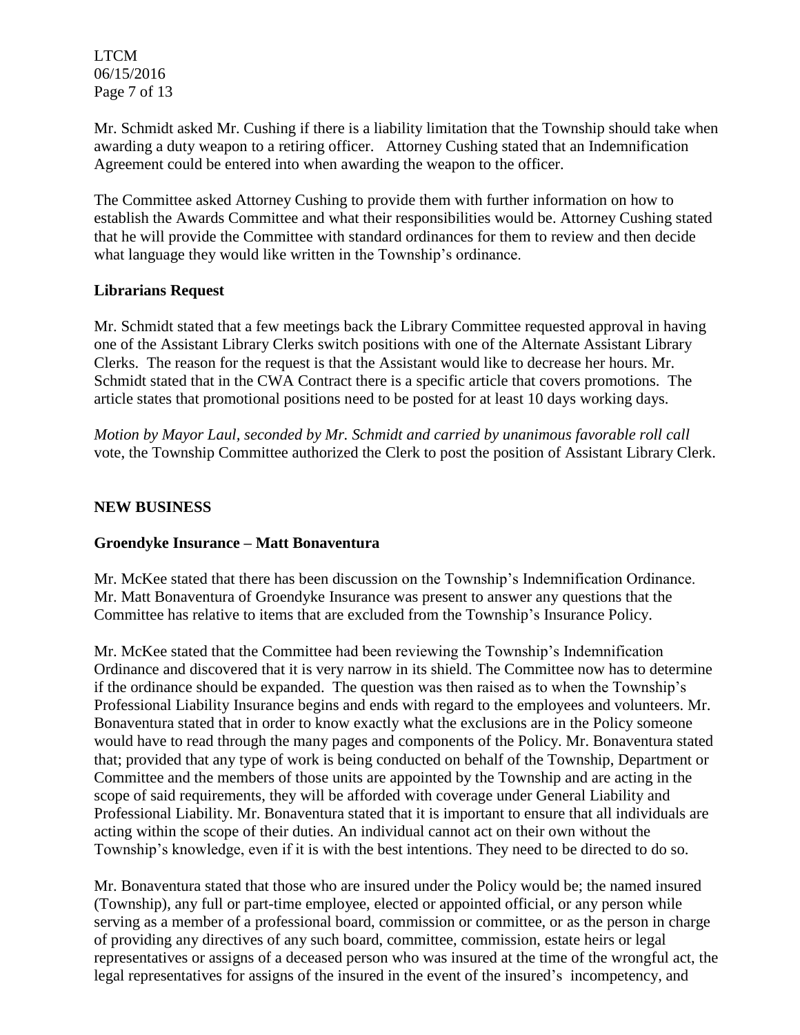Mr. Schmidt asked Mr. Cushing if there is a liability limitation that the Township should take when awarding a duty weapon to a retiring officer. Attorney Cushing stated that an Indemnification Agreement could be entered into when awarding the weapon to the officer.

The Committee asked Attorney Cushing to provide them with further information on how to establish the Awards Committee and what their responsibilities would be. Attorney Cushing stated that he will provide the Committee with standard ordinances for them to review and then decide what language they would like written in the Township's ordinance.

**Librarians Request**

Mr. Schmidt stated that a few meetings back the Library Committee requested approval in having one of the Assistant Library Clerks switch positions with one of the Alternate Assistant Library Clerks. The reason for the request is that the Assistant would like to decrease her hours. Mr. Schmidt stated that in the CWA Contract there is a specific article that covers promotions. The article states that promotional positions need to be posted for at least 10 days working days.

*Motion by Mayor Laul, seconded by Mr. Schmidt and carried by unanimous favorable roll call* vote, the Township Committee authorized the Clerk to post the position of Assistant Library Clerk.

**NEW BUSINESS**

**Groendyke Insurance – Matt Bonaventura**

Mr. McKee stated that there has been discussion on the Township's Indemnification Ordinance. Mr. Matt Bonaventura of Groendyke Insurance was present to answer any questions that the Committee has relative to items that are excluded from the Township's Insurance Policy.

Mr. McKee stated that the Committee had been reviewing the Township's Indemnification Ordinance and discovered that it is very narrow in its shield. The Committee now has to determine if the ordinance should be expanded. The question was then raised as to when the Township's Professional Liability Insurance begins and ends with regard to the employees and volunteers. Mr. Bonaventura stated that in order to know exactly what the exclusions are in the Policy someone would have to read through the many pages and components of the Policy. Mr. Bonaventura stated that; provided that any type of work is being conducted on behalf of the Township, Department or Committee and the members of those units are appointed by the Township and are acting in the scope of said requirements, they will be afforded with coverage under General Liability and Professional Liability. Mr. Bonaventura stated that it is important to ensure that all individuals are acting within the scope of their duties. An individual cannot act on their own without the Township's knowledge, even if it is with the best intentions. They need to be directed to do so.

Mr. Bonaventura stated that those who are insured under the Policy would be; the named insured (Township), any full or part-time employee, elected or appointed official, or any person while serving as a member of a professional board, commission or committee, or as the person in charge of providing any directives of any such board, committee, commission, estate heirs or legal representatives or assigns of a deceased person who was insured at the time of the wrongful act, the legal representatives for assigns of the insured in the event of the insured's incompetency, and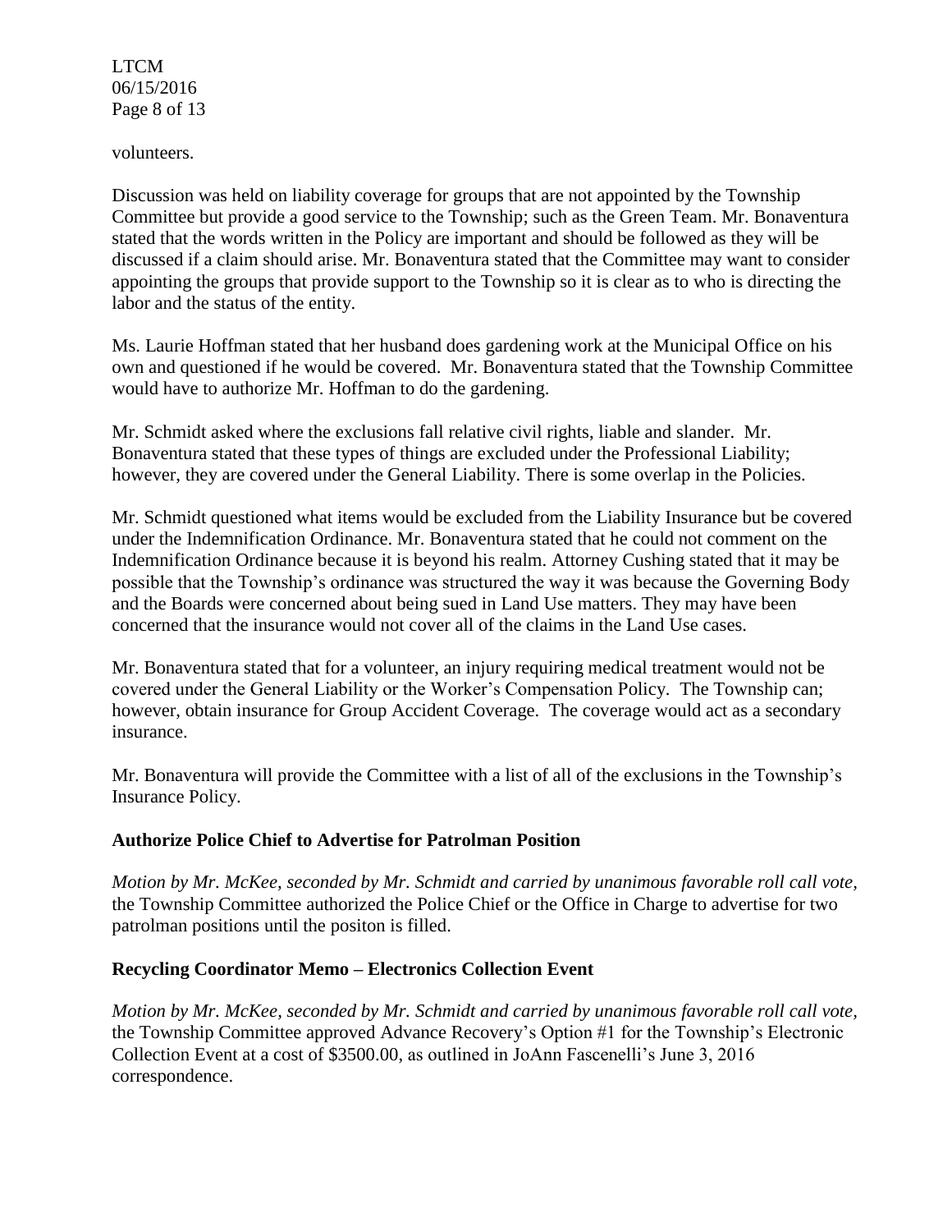volunteers.

Discussion was held on liability coverage for groups that are not appointed by the Township Committee but provide a good service to the Township; such as the Green Team. Mr. Bonaventura stated that the words written in the Policy are important and should be followed as they will be discussed if a claim should arise. Mr. Bonaventura stated that the Committee may want to consider appointing the groups that provide support to the Township so it is clear as to who is directing the labor and the status of the entity.

Ms. Laurie Hoffman stated that her husband does gardening work at the Municipal Office on his own and questioned if he would be covered. Mr. Bonaventura stated that the Township Committee would have to authorize Mr. Hoffman to do the gardening.

Mr. Schmidt asked where the exclusions fall relative civil rights, liable and slander. Mr. Bonaventura stated that these types of things are excluded under the Professional Liability; however, they are covered under the General Liability. There is some overlap in the Policies.

Mr. Schmidt questioned what items would be excluded from the Liability Insurance but be covered under the Indemnification Ordinance. Mr. Bonaventura stated that he could not comment on the Indemnification Ordinance because it is beyond his realm. Attorney Cushing stated that it may be possible that the Township's ordinance was structured the way it was because the Governing Body and the Boards were concerned about being sued in Land Use matters. They may have been concerned that the insurance would not cover all of the claims in the Land Use cases.

Mr. Bonaventura stated that for a volunteer, an injury requiring medical treatment would not be covered under the General Liability or the Worker's Compensation Policy. The Township can; however, obtain insurance for Group Accident Coverage. The coverage would act as a secondary insurance.

Mr. Bonaventura will provide the Committee with a list of all of the exclusions in the Township's Insurance Policy.

**Authorize Police Chief to Advertise for Patrolman Position**

*Motion by Mr. McKee, seconded by Mr. Schmidt and carried by unanimous favorable roll call vote,* the Township Committee authorized the Police Chief or the Office in Charge to advertise for two patrolman positions until the positon is filled.

**Recycling Coordinator Memo – Electronics Collection Event**

*Motion by Mr. McKee, seconded by Mr. Schmidt and carried by unanimous favorable roll call vote,* the Township Committee approved Advance Recovery's Option #1 for the Township's Electronic Collection Event at a cost of $3500.00, as outlined in JoAnn Fascenelli's June 3, 2016 correspondence.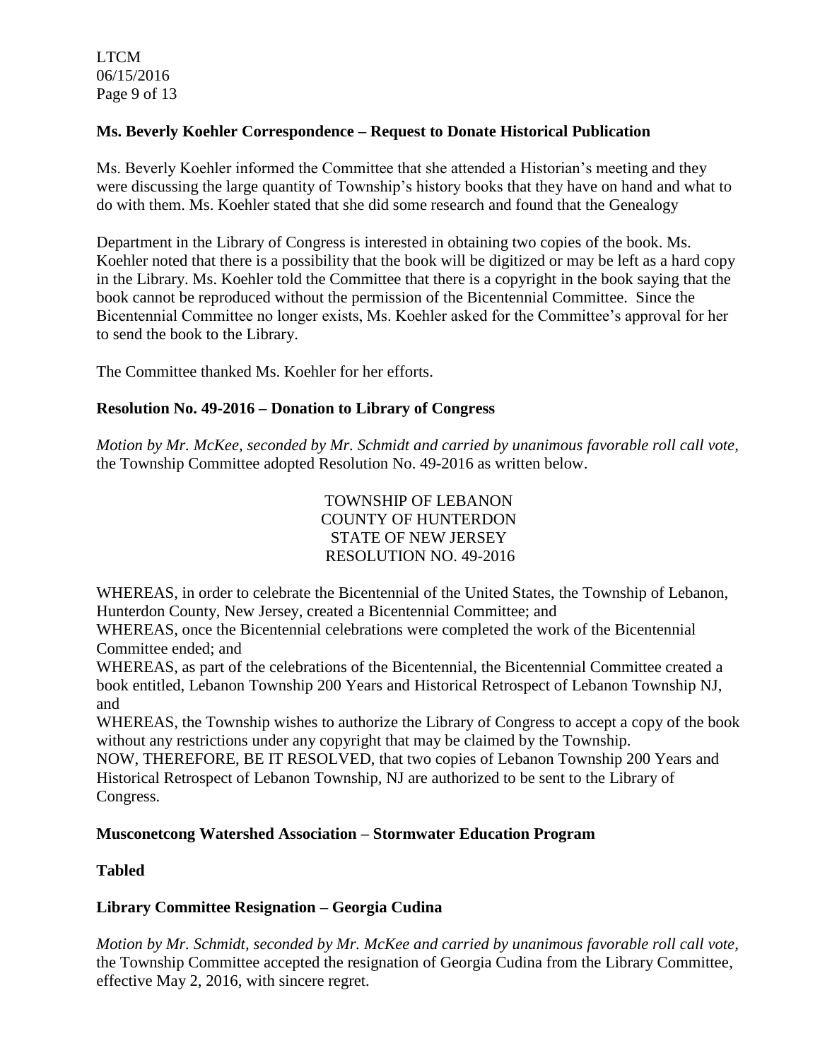**Ms. Beverly Koehler Correspondence – Request to Donate Historical Publication**

Ms. Beverly Koehler informed the Committee that she attended a Historian's meeting and they were discussing the large quantity of Township's history books that they have on hand and what to do with them. Ms. Koehler stated that she did some research and found that the Genealogy Department in the Library of Congress is interested in obtaining two copies of the book. Ms. Koehler noted that there is a possibility that the book will be digitized or may be left as a hard copy in the Library. Ms. Koehler told the Committee that there is a copyright in the book saying that the book cannot be reproduced without the permission of the Bicentennial Committee. Since the Bicentennial Committee no longer exists, Ms. Koehler asked for the Committee's approval for her to send the book to the Library.

The Committee thanked Ms. Koehler for her efforts.

**Resolution No. 49-2016 – Donation to Library of Congress**

*Motion by Mr. McKee, seconded by Mr. Schmidt and carried by unanimous favorable roll call vote,* the Township Committee adopted Resolution No. 49-2016 as written below.

TOWNSHIP OF LEBANON
COUNTY OF HUNTERDON
STATE OF NEW JERSEY
RESOLUTION NO. 49-2016

WHEREAS, in order to celebrate the Bicentennial of the United States, the Township of Lebanon, Hunterdon County, New Jersey, created a Bicentennial Committee; and

WHEREAS, once the Bicentennial celebrations were completed the work of the Bicentennial Committee ended; and

WHEREAS, as part of the celebrations of the Bicentennial, the Bicentennial Committee created a book entitled, Lebanon Township 200 Years and Historical Retrospect of Lebanon Township NJ, and

WHEREAS, the Township wishes to authorize the Library of Congress to accept a copy of the book without any restrictions under any copyright that may be claimed by the Township.

NOW, THEREFORE, BE IT RESOLVED, that two copies of Lebanon Township 200 Years and Historical Retrospect of Lebanon Township, NJ are authorized to be sent to the Library of Congress.

**Musconetcong Watershed Association – Stormwater Education Program**

**Tabled**

**Library Committee Resignation – Georgia Cudina**

*Motion by Mr. Schmidt, seconded by Mr. McKee and carried by unanimous favorable roll call vote,* the Township Committee accepted the resignation of Georgia Cudina from the Library Committee, effective May 2, 2016, with sincere regret.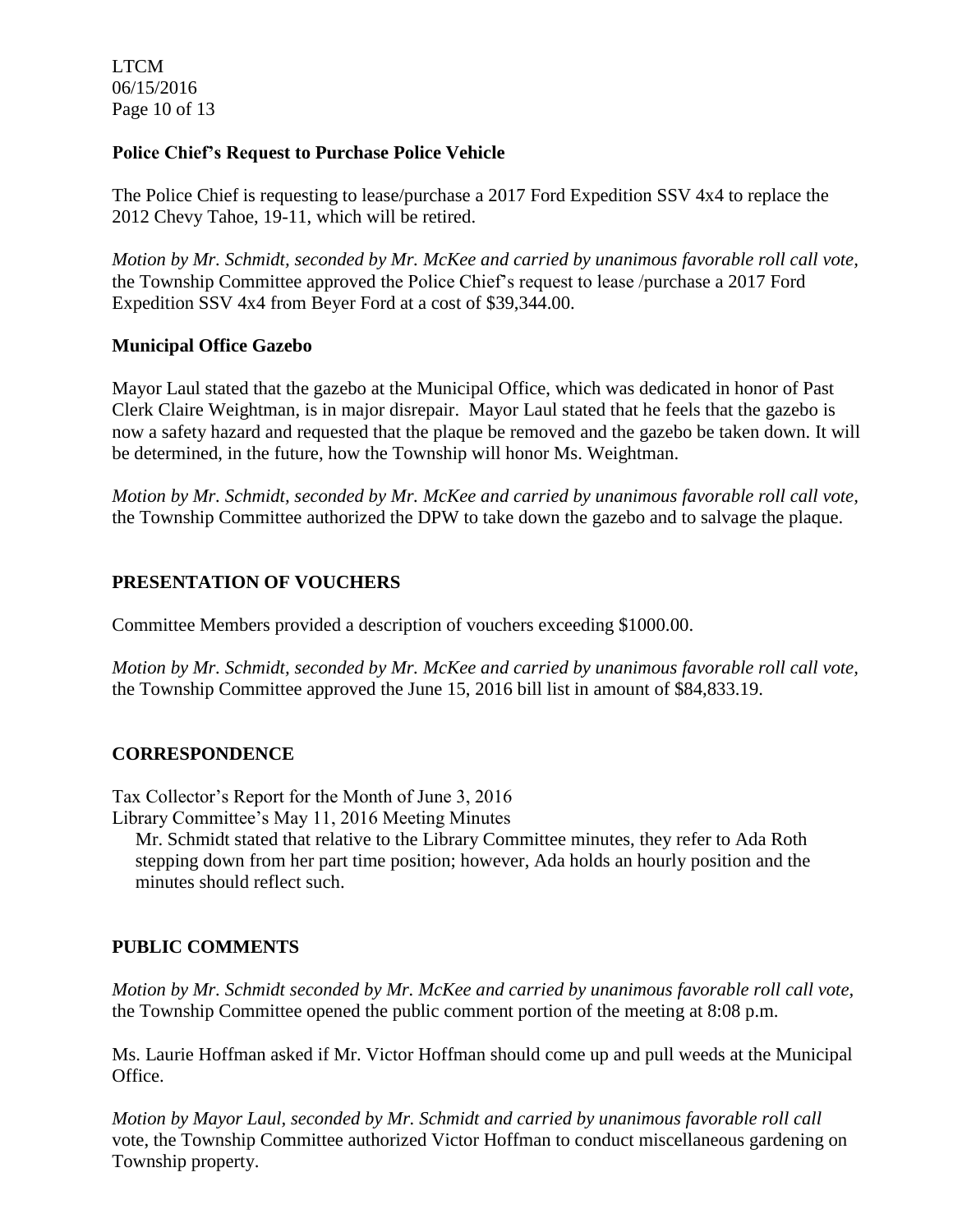**Police Chief's Request to Purchase Police Vehicle**

The Police Chief is requesting to lease/purchase a 2017 Ford Expedition SSV 4x4 to replace the 2012 Chevy Tahoe, 19-11, which will be retired.

*Motion by Mr. Schmidt, seconded by Mr. McKee and carried by unanimous favorable roll call vote,* the Township Committee approved the Police Chief's request to lease /purchase a 2017 Ford Expedition SSV 4x4 from Beyer Ford at a cost of $39,344.00.

**Municipal Office Gazebo**

Mayor Laul stated that the gazebo at the Municipal Office, which was dedicated in honor of Past Clerk Claire Weightman, is in major disrepair. Mayor Laul stated that he feels that the gazebo is now a safety hazard and requested that the plaque be removed and the gazebo be taken down. It will be determined, in the future, how the Township will honor Ms. Weightman.

*Motion by Mr. Schmidt, seconded by Mr. McKee and carried by unanimous favorable roll call vote,* the Township Committee authorized the DPW to take down the gazebo and to salvage the plaque.

## PRESENTATION OF VOUCHERS

Committee Members provided a description of vouchers exceeding $1000.00.

*Motion by Mr. Schmidt, seconded by Mr. McKee and carried by unanimous favorable roll call vote,* the Township Committee approved the June 15, 2016 bill list in amount of $84,833.19.

## CORRESPONDENCE

Tax Collector's Report for the Month of June 3, 2016
Library Committee's May 11, 2016 Meeting Minutes

Mr. Schmidt stated that relative to the Library Committee minutes, they refer to Ada Roth stepping down from her part time position; however, Ada holds an hourly position and the minutes should reflect such.

## PUBLIC COMMENTS

*Motion by Mr. Schmidt seconded by Mr. McKee and carried by unanimous favorable roll call vote,* the Township Committee opened the public comment portion of the meeting at 8:08 p.m.

Ms. Laurie Hoffman asked if Mr. Victor Hoffman should come up and pull weeds at the Municipal Office.

*Motion by Mayor Laul, seconded by Mr. Schmidt and carried by unanimous favorable roll call* vote, the Township Committee authorized Victor Hoffman to conduct miscellaneous gardening on Township property.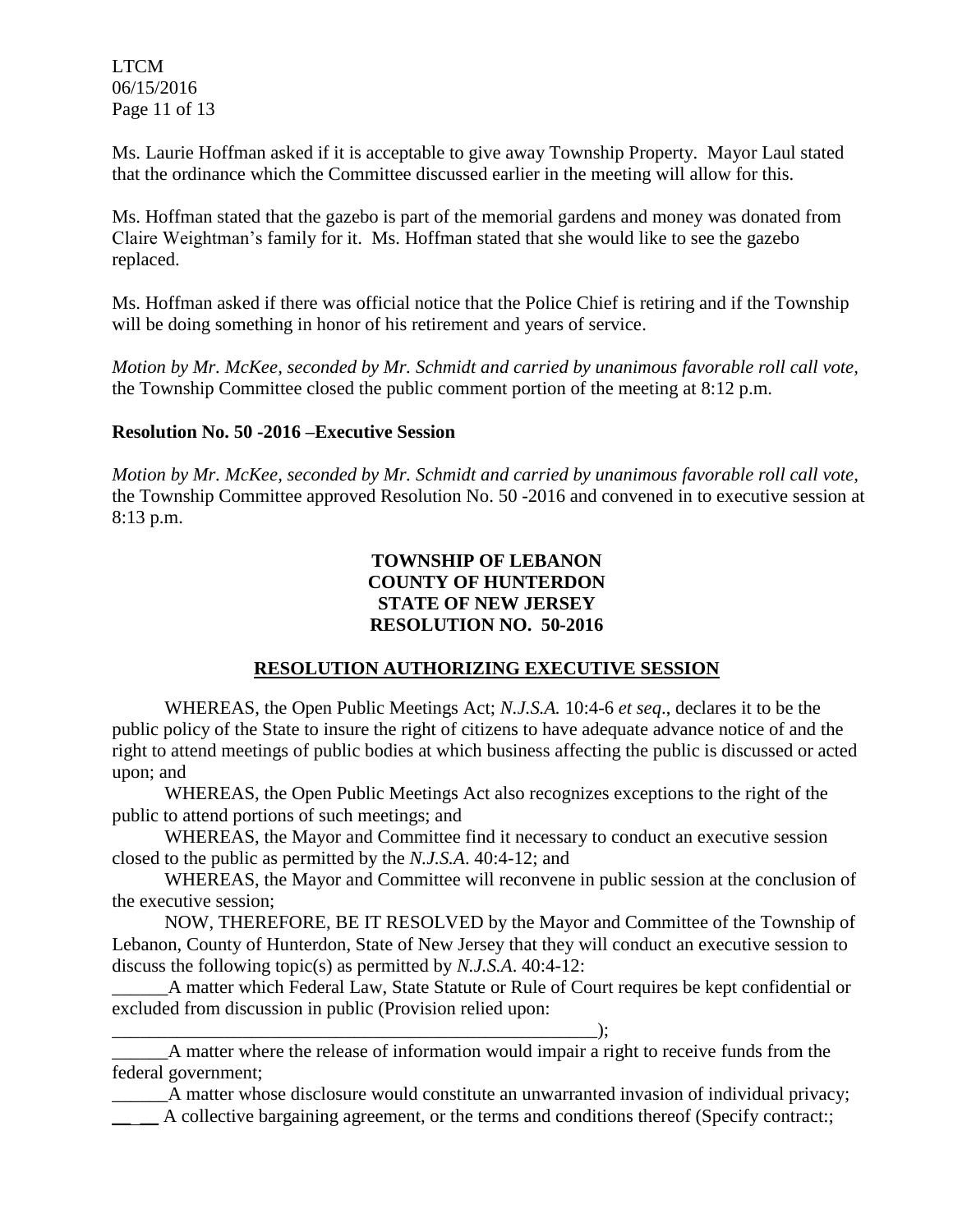Ms. Laurie Hoffman asked if it is acceptable to give away Township Property. Mayor Laul stated that the ordinance which the Committee discussed earlier in the meeting will allow for this.

Ms. Hoffman stated that the gazebo is part of the memorial gardens and money was donated from Claire Weightman's family for it. Ms. Hoffman stated that she would like to see the gazebo replaced.

Ms. Hoffman asked if there was official notice that the Police Chief is retiring and if the Township will be doing something in honor of his retirement and years of service.

*Motion by Mr. McKee, seconded by Mr. Schmidt and carried by unanimous favorable roll call vote,* the Township Committee closed the public comment portion of the meeting at 8:12 p.m.

**Resolution No. 50 -2016 –Executive Session**

*Motion by Mr. McKee, seconded by Mr. Schmidt and carried by unanimous favorable roll call vote,* the Township Committee approved Resolution No. 50 -2016 and convened in to executive session at 8:13 p.m.

**TOWNSHIP OF LEBANON**
**COUNTY OF HUNTERDON**
**STATE OF NEW JERSEY**
**RESOLUTION NO. 50-2016**

**RESOLUTION AUTHORIZING EXECUTIVE SESSION**

WHEREAS, the Open Public Meetings Act; *N.J.S.A.* 10:4-6 *et seq*., declares it to be the public policy of the State to insure the right of citizens to have adequate advance notice of and the right to attend meetings of public bodies at which business affecting the public is discussed or acted upon; and

WHEREAS, the Open Public Meetings Act also recognizes exceptions to the right of the public to attend portions of such meetings; and

WHEREAS, the Mayor and Committee find it necessary to conduct an executive session closed to the public as permitted by the *N.J.S.A*. 40:4-12; and

WHEREAS, the Mayor and Committee will reconvene in public session at the conclusion of the executive session;

NOW, THEREFORE, BE IT RESOLVED by the Mayor and Committee of the Township of Lebanon, County of Hunterdon, State of New Jersey that they will conduct an executive session to discuss the following topic(s) as permitted by *N.J.S.A*. 40:4-12:

______A matter which Federal Law, State Statute or Rule of Court requires be kept confidential or excluded from discussion in public (Provision relied upon: ________________________________________________________);

______A matter where the release of information would impair a right to receive funds from the federal government;

______A matter whose disclosure would constitute an unwarranted invasion of individual privacy;

__ __ A collective bargaining agreement, or the terms and conditions thereof (Specify contract:;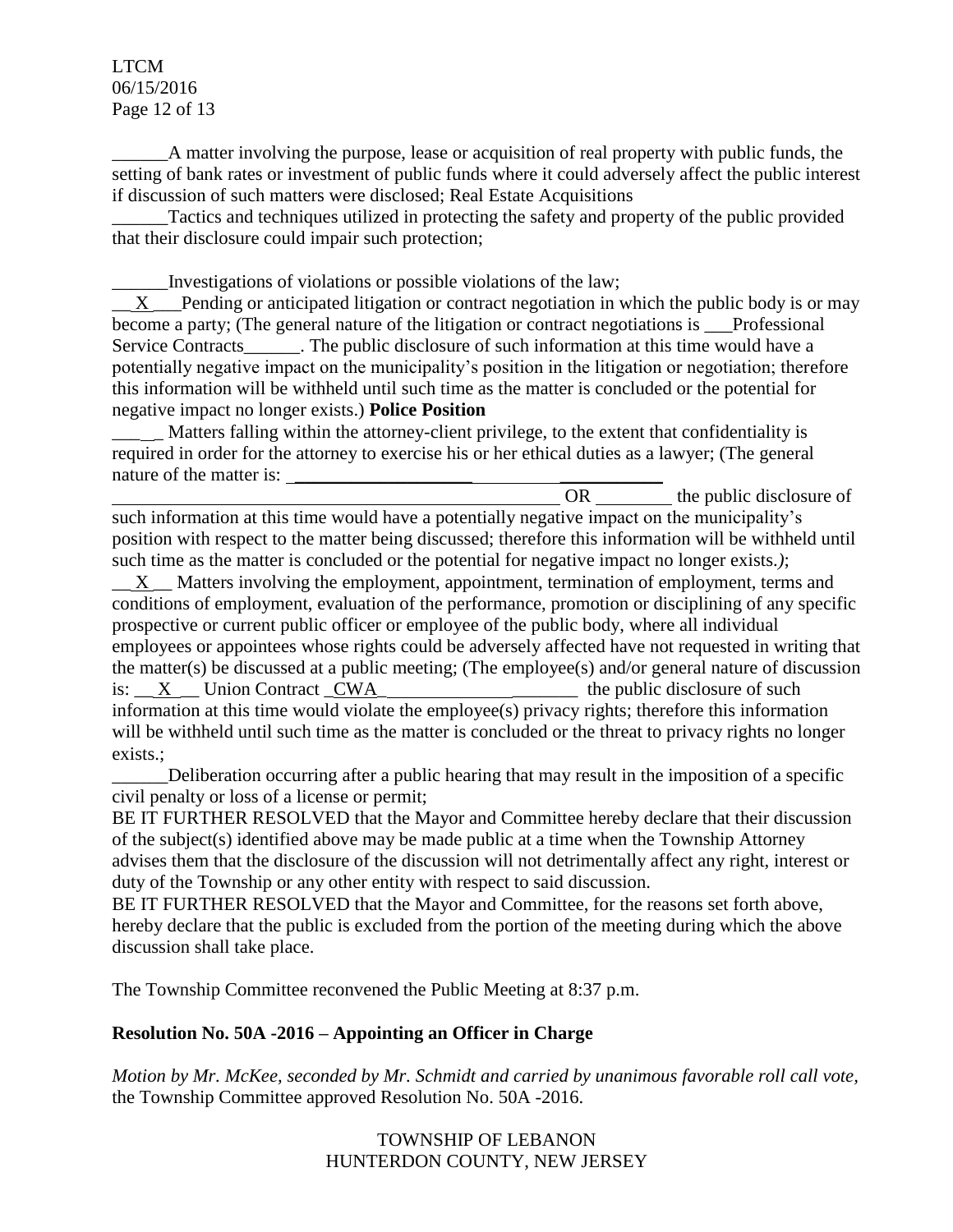\_\_\_\_\_\_A matter involving the purpose, lease or acquisition of real property with public funds, the setting of bank rates or investment of public funds where it could adversely affect the public interest if discussion of such matters were disclosed; Real Estate Acquisitions

\_\_\_\_\_\_Tactics and techniques utilized in protecting the safety and property of the public provided that their disclosure could impair such protection;

\_\_\_\_\_\_Investigations of violations or possible violations of the law;

\_\_X\_\_\_Pending or anticipated litigation or contract negotiation in which the public body is or may become a party; (The general nature of the litigation or contract negotiations is \_\_\_Professional Service Contracts\_\_\_\_\_\_. The public disclosure of such information at this time would have a potentially negative impact on the municipality's position in the litigation or negotiation; therefore this information will be withheld until such time as the matter is concluded or the potential for negative impact no longer exists.) **Police Position**

\_\_\_\_\_ Matters falling within the attorney-client privilege, to the extent that confidentiality is required in order for the attorney to exercise his or her ethical duties as a lawyer; (The general nature of the matter is: \_\_\_\_\_\_\_\_\_\_\_\_\_\_\_\_\_\_\_\_\_\_\_\_\_\_\_\_\_\_\_\_\_\_\_\_\_\_\_\_\_\_\_\_\_\_\_\_\_\_\_\_\_\_\_\_\_\_\_\_\_\_\_\_\_\_ OR \_\_\_\_\_\_\_\_ the public disclosure of such information at this time would have a potentially negative impact on the municipality's position with respect to the matter being discussed; therefore this information will be withheld until such time as the matter is concluded or the potential for negative impact no longer exists.*)*;

\_\_X\_\_ Matters involving the employment, appointment, termination of employment, terms and conditions of employment, evaluation of the performance, promotion or disciplining of any specific prospective or current public officer or employee of the public body, where all individual employees or appointees whose rights could be adversely affected have not requested in writing that the matter(s) be discussed at a public meeting; (The employee(s) and/or general nature of discussion is: \_\_X\_\_ Union Contract \_CWA\_\_\_\_\_\_\_\_\_\_\_\_\_\_\_\_\_\_\_\_\_\_ the public disclosure of such information at this time would violate the employee(s) privacy rights; therefore this information will be withheld until such time as the matter is concluded or the threat to privacy rights no longer exists.;

\_\_\_\_\_\_Deliberation occurring after a public hearing that may result in the imposition of a specific civil penalty or loss of a license or permit;

BE IT FURTHER RESOLVED that the Mayor and Committee hereby declare that their discussion of the subject(s) identified above may be made public at a time when the Township Attorney advises them that the disclosure of the discussion will not detrimentally affect any right, interest or duty of the Township or any other entity with respect to said discussion.

BE IT FURTHER RESOLVED that the Mayor and Committee, for the reasons set forth above, hereby declare that the public is excluded from the portion of the meeting during which the above discussion shall take place.

The Township Committee reconvened the Public Meeting at 8:37 p.m.

**Resolution No. 50A -2016 – Appointing an Officer in Charge**

*Motion by Mr. McKee, seconded by Mr. Schmidt and carried by unanimous favorable roll call vote,* the Township Committee approved Resolution No. 50A -2016.

TOWNSHIP OF LEBANON
HUNTERDON COUNTY, NEW JERSEY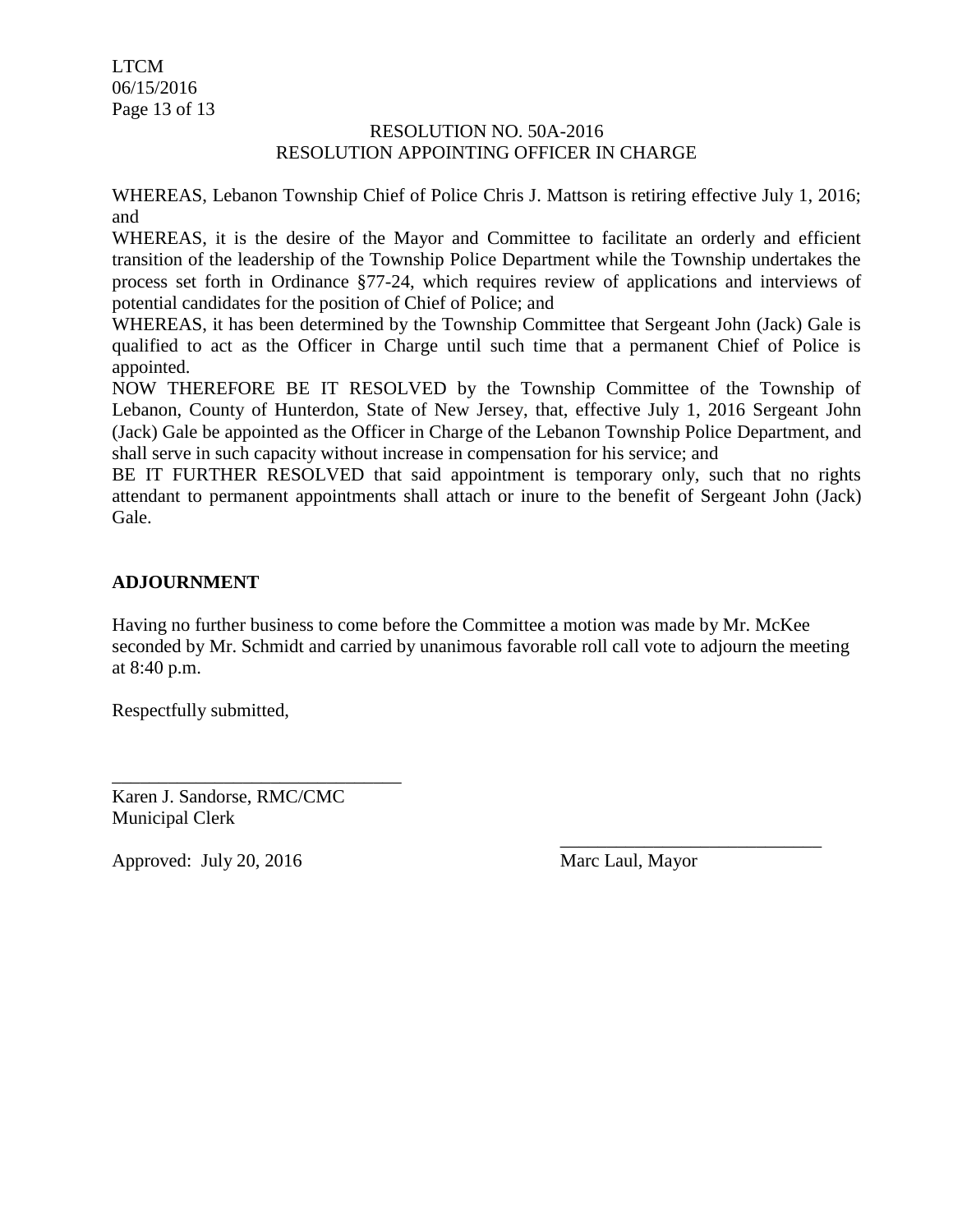RESOLUTION NO. 50A-2016
RESOLUTION APPOINTING OFFICER IN CHARGE

WHEREAS, Lebanon Township Chief of Police Chris J. Mattson is retiring effective July 1, 2016; and

WHEREAS, it is the desire of the Mayor and Committee to facilitate an orderly and efficient transition of the leadership of the Township Police Department while the Township undertakes the process set forth in Ordinance §77-24, which requires review of applications and interviews of potential candidates for the position of Chief of Police; and

WHEREAS, it has been determined by the Township Committee that Sergeant John (Jack) Gale is qualified to act as the Officer in Charge until such time that a permanent Chief of Police is appointed.

NOW THEREFORE BE IT RESOLVED by the Township Committee of the Township of Lebanon, County of Hunterdon, State of New Jersey, that, effective July 1, 2016 Sergeant John (Jack) Gale be appointed as the Officer in Charge of the Lebanon Township Police Department, and shall serve in such capacity without increase in compensation for his service; and

BE IT FURTHER RESOLVED that said appointment is temporary only, such that no rights attendant to permanent appointments shall attach or inure to the benefit of Sergeant John (Jack) Gale.

**ADJOURNMENT**

Having no further business to come before the Committee a motion was made by Mr. McKee seconded by Mr. Schmidt and carried by unanimous favorable roll call vote to adjourn the meeting at 8:40 p.m.

Respectfully submitted,

_______________________________
Karen J. Sandorse, RMC/CMC
Municipal Clerk

Approved: July 20, 2016

_______________________________
Marc Laul, Mayor